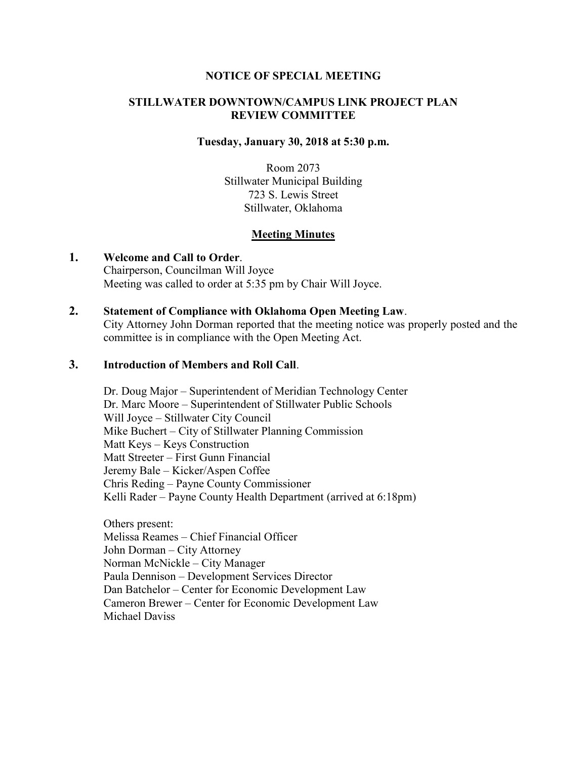**NOTICE OF SPECIAL MEETING**

**STILLWATER DOWNTOWN/CAMPUS LINK PROJECT PLAN REVIEW COMMITTEE**

**Tuesday, January 30, 2018 at 5:30 p.m.**

Room 2073
Stillwater Municipal Building
723 S. Lewis Street
Stillwater, Oklahoma

**<u>Meeting Minutes</u>**

1. **Welcome and Call to Order**.
   Chairperson, Councilman Will Joyce
   Meeting was called to order at 5:35 pm by Chair Will Joyce.

2. **Statement of Compliance with Oklahoma Open Meeting Law**.
   City Attorney John Dorman reported that the meeting notice was properly posted and the committee is in compliance with the Open Meeting Act.

3. **Introduction of Members and Roll Call**.

   Dr. Doug Major – Superintendent of Meridian Technology Center
   Dr. Marc Moore – Superintendent of Stillwater Public Schools
   Will Joyce – Stillwater City Council
   Mike Buchert – City of Stillwater Planning Commission
   Matt Keys – Keys Construction
   Matt Streeter – First Gunn Financial
   Jeremy Bale – Kicker/Aspen Coffee
   Chris Reding – Payne County Commissioner
   Kelli Rader – Payne County Health Department (arrived at 6:18pm)

   Others present:
   Melissa Reames – Chief Financial Officer
   John Dorman – City Attorney
   Norman McNickle – City Manager
   Paula Dennison – Development Services Director
   Dan Batchelor – Center for Economic Development Law
   Cameron Brewer – Center for Economic Development Law
   Michael Daviss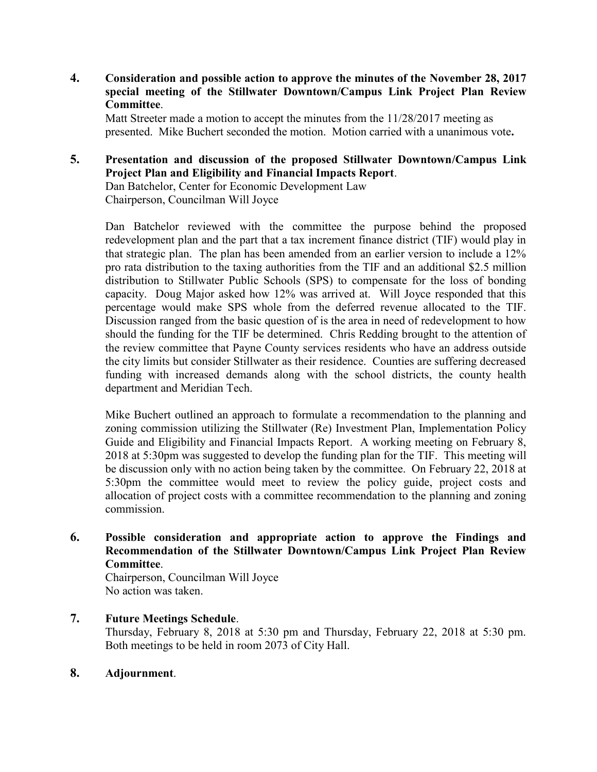**4. Consideration and possible action to approve the minutes of the November 28, 2017 special meeting of the Stillwater Downtown/Campus Link Project Plan Review Committee**.

Matt Streeter made a motion to accept the minutes from the 11/28/2017 meeting as presented. Mike Buchert seconded the motion. Motion carried with a unanimous vote**.**

**5. Presentation and discussion of the proposed Stillwater Downtown/Campus Link Project Plan and Eligibility and Financial Impacts Report**.

Dan Batchelor, Center for Economic Development Law
Chairperson, Councilman Will Joyce

Dan Batchelor reviewed with the committee the purpose behind the proposed redevelopment plan and the part that a tax increment finance district (TIF) would play in that strategic plan. The plan has been amended from an earlier version to include a 12% pro rata distribution to the taxing authorities from the TIF and an additional $2.5 million distribution to Stillwater Public Schools (SPS) to compensate for the loss of bonding capacity. Doug Major asked how 12% was arrived at. Will Joyce responded that this percentage would make SPS whole from the deferred revenue allocated to the TIF. Discussion ranged from the basic question of is the area in need of redevelopment to how should the funding for the TIF be determined. Chris Redding brought to the attention of the review committee that Payne County services residents who have an address outside the city limits but consider Stillwater as their residence. Counties are suffering decreased funding with increased demands along with the school districts, the county health department and Meridian Tech.

Mike Buchert outlined an approach to formulate a recommendation to the planning and zoning commission utilizing the Stillwater (Re) Investment Plan, Implementation Policy Guide and Eligibility and Financial Impacts Report. A working meeting on February 8, 2018 at 5:30pm was suggested to develop the funding plan for the TIF. This meeting will be discussion only with no action being taken by the committee. On February 22, 2018 at 5:30pm the committee would meet to review the policy guide, project costs and allocation of project costs with a committee recommendation to the planning and zoning commission.

**6. Possible consideration and appropriate action to approve the Findings and Recommendation of the Stillwater Downtown/Campus Link Project Plan Review Committee**.

Chairperson, Councilman Will Joyce
No action was taken.

**7. Future Meetings Schedule**.

Thursday, February 8, 2018 at 5:30 pm and Thursday, February 22, 2018 at 5:30 pm. Both meetings to be held in room 2073 of City Hall.

**8. Adjournment**.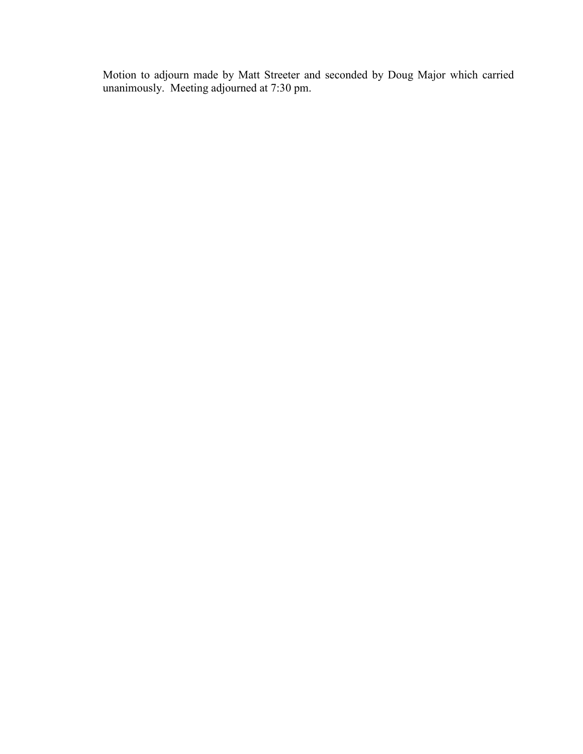Motion to adjourn made by Matt Streeter and seconded by Doug Major which carried unanimously. Meeting adjourned at 7:30 pm.